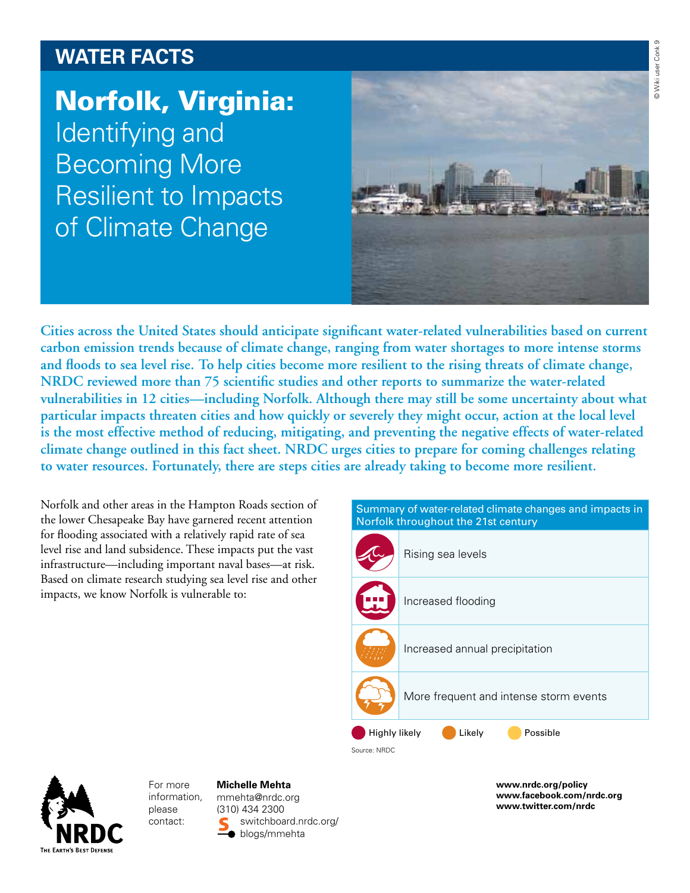## WATER FACTS

# Norfolk, Virginia: Identifying and Becoming More Resilient to Impacts of Climate Change

© Wiki user Conk 9

**Cities across the United States should anticipate significant water-related vulnerabilities based on current carbon emission trends because of climate change, ranging from water shortages to more intense storms and floods to sea level rise. To help cities become more resilient to the rising threats of climate change, NRDC reviewed more than 75 scientific studies and other reports to summarize the water-related vulnerabilities in 12 cities—including Norfolk. Although there may still be some uncertainty about what particular impacts threaten cities and how quickly or severely they might occur, action at the local level is the most effective method of reducing, mitigating, and preventing the negative effects of water-related climate change outlined in this fact sheet. NRDC urges cities to prepare for coming challenges relating to water resources. Fortunately, there are steps cities are already taking to become more resilient.**

Norfolk and other areas in the Hampton Roads section of the lower Chesapeake Bay have garnered recent attention for flooding associated with a relatively rapid rate of sea level rise and land subsidence. These impacts put the vast infrastructure—including important naval bases—at risk. Based on climate research studying sea level rise and other impacts, we know Norfolk is vulnerable to:

| Summary of water-related climate changes and impacts in Norfolk throughout the 21st century | |
|---|---|
| Highly likely | Rising sea levels |
| Highly likely | Increased flooding |
| Likely | Increased annual precipitation |
| Likely | More frequent and intense storm events |

Legend: Highly likely · Likely · Possible

Source: NRDC

For more information, please contact:

**Michelle Mehta**
mmehta@nrdc.org
(310) 434 2300
switchboard.nrdc.org/blogs/mmehta

**www.nrdc.org/policy**
**www.facebook.com/nrdc.org**
**www.twitter.com/nrdc**

NRDC
THE EARTH'S BEST DEFENSE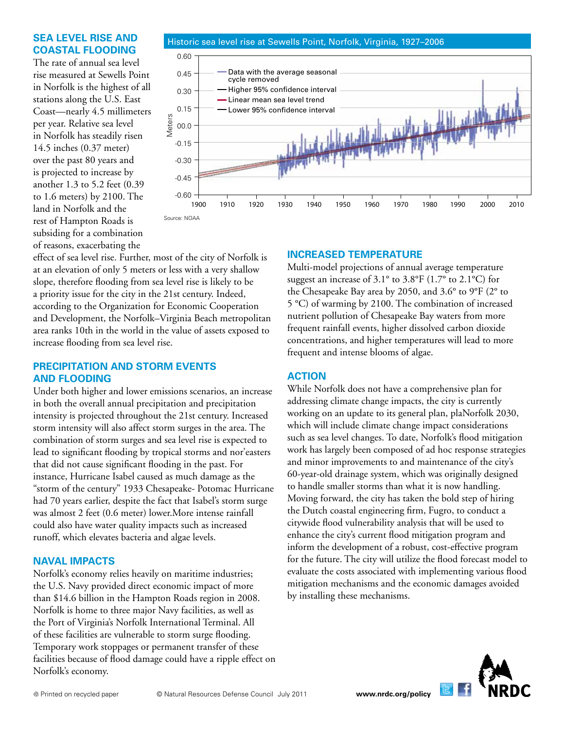## SEA LEVEL RISE AND COASTAL FLOODING

The rate of annual sea level rise measured at Sewells Point in Norfolk is the highest of all stations along the U.S. East Coast—nearly 4.5 millimeters per year. Relative sea level in Norfolk has steadily risen 14.5 inches (0.37 meter) over the past 80 years and is projected to increase by another 1.3 to 5.2 feet (0.39 to 1.6 meters) by 2100. The land in Norfolk and the rest of Hampton Roads is subsiding for a combination of reasons, exacerbating the effect of sea level rise. Further, most of the city of Norfolk is at an elevation of only 5 meters or less with a very shallow slope, therefore flooding from sea level rise is likely to be a priority issue for the city in the 21st century. Indeed, according to the Organization for Economic Cooperation and Development, the Norfolk–Virginia Beach metropolitan area ranks 10th in the world in the value of assets exposed to increase flooding from sea level rise.

Historic sea level rise at Sewells Point, Norfolk, Virginia, 1927–2006

Meters

0.60
0.45
0.30
0.15
00.0
-0.15
-0.30
-0.45
-0.60

1900 1910 1920 1930 1940 1950 1960 1970 1980 1990 2000 2010

Data with the average seasonal cycle removed
Higher 95% confidence interval
Linear mean sea level trend
Lower 95% confidence interval

Source: NOAA

## PRECIPITATION AND STORM EVENTS AND FLOODING

Under both higher and lower emissions scenarios, an increase in both the overall annual precipitation and precipitation intensity is projected throughout the 21st century. Increased storm intensity will also affect storm surges in the area. The combination of storm surges and sea level rise is expected to lead to significant flooding by tropical storms and nor'easters that did not cause significant flooding in the past. For instance, Hurricane Isabel caused as much damage as the "storm of the century" 1933 Chesapeake- Potomac Hurricane had 70 years earlier, despite the fact that Isabel's storm surge was almost 2 feet (0.6 meter) lower.More intense rainfall could also have water quality impacts such as increased runoff, which elevates bacteria and algae levels.

## NAVAL IMPACTS

Norfolk's economy relies heavily on maritime industries; the U.S. Navy provided direct economic impact of more than $14.6 billion in the Hampton Roads region in 2008. Norfolk is home to three major Navy facilities, as well as the Port of Virginia's Norfolk International Terminal. All of these facilities are vulnerable to storm surge flooding. Temporary work stoppages or permanent transfer of these facilities because of flood damage could have a ripple effect on Norfolk's economy.

## INCREASED TEMPERATURE

Multi-model projections of annual average temperature suggest an increase of 3.1° to 3.8°F (1.7° to 2.1°C) for the Chesapeake Bay area by 2050, and 3.6° to 9°F (2° to 5 °C) of warming by 2100. The combination of increased nutrient pollution of Chesapeake Bay waters from more frequent rainfall events, higher dissolved carbon dioxide concentrations, and higher temperatures will lead to more frequent and intense blooms of algae.

## ACTION

While Norfolk does not have a comprehensive plan for addressing climate change impacts, the city is currently working on an update to its general plan, plaNorfolk 2030, which will include climate change impact considerations such as sea level changes. To date, Norfolk's flood mitigation work has largely been composed of ad hoc response strategies and minor improvements to and maintenance of the city's 60-year-old drainage system, which was originally designed to handle smaller storms than what it is now handling. Moving forward, the city has taken the bold step of hiring the Dutch coastal engineering firm, Fugro, to conduct a citywide flood vulnerability analysis that will be used to enhance the city's current flood mitigation program and inform the development of a robust, cost-effective program for the future. The city will utilize the flood forecast model to evaluate the costs associated with implementing various flood mitigation mechanisms and the economic damages avoided by installing these mechanisms.

Printed on recycled paper © Natural Resources Defense Council July 2011 www.nrdc.org/policy